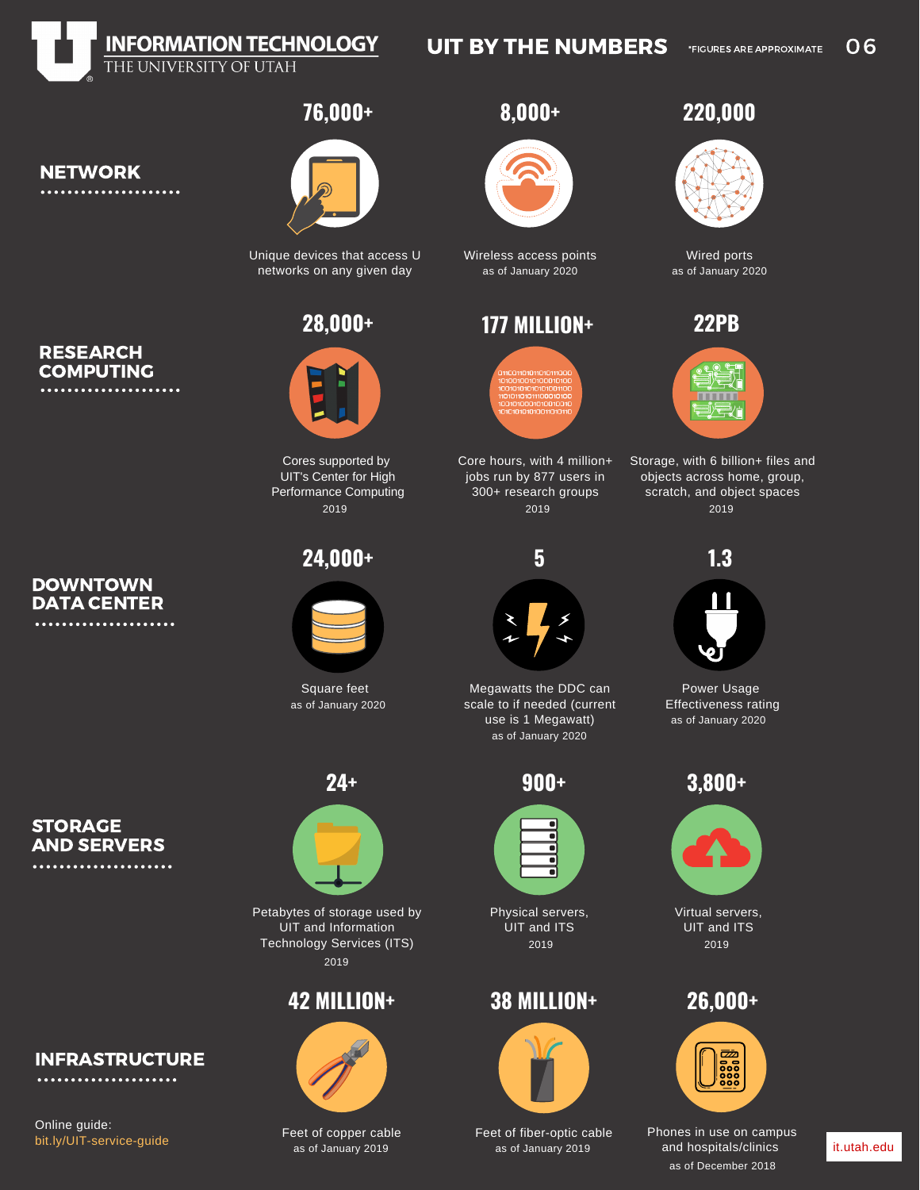# INFORMATION TECHNOLOGY
THE UNIVERSITY OF UTAH

## UIT BY THE NUMBERS

*FIGURES ARE APPROXIMATE

### NETWORK

**76,000+**
Unique devices that access U networks on any given day

**8,000+**
Wireless access points
as of January 2020

**220,000**
Wired ports
as of January 2020

### RESEARCH COMPUTING

**28,000+**
Cores supported by UIT's Center for High Performance Computing
2019

**177 MILLION+**
Core hours, with 4 million+ jobs run by 877 users in 300+ research groups
2019

**22PB**
Storage, with 6 billion+ files and objects across home, group, scratch, and object spaces
2019

### DOWNTOWN DATA CENTER

**24,000+**
Square feet
as of January 2020

**5**
Megawatts the DDC can scale to if needed (current use is 1 Megawatt)
as of January 2020

**1.3**
Power Usage Effectiveness rating
as of January 2020

### STORAGE AND SERVERS

**24+**
Petabytes of storage used by UIT and Information Technology Services (ITS)
2019

**900+**
Physical servers, UIT and ITS
2019

**3,800+**
Virtual servers, UIT and ITS
2019

### INFRASTRUCTURE

**42 MILLION+**
Feet of copper cable
as of January 2019

**38 MILLION+**
Feet of fiber-optic cable
as of January 2019

**26,000+**
Phones in use on campus and hospitals/clinics
as of December 2018

Online guide:
bit.ly/UIT-service-guide

it.utah.edu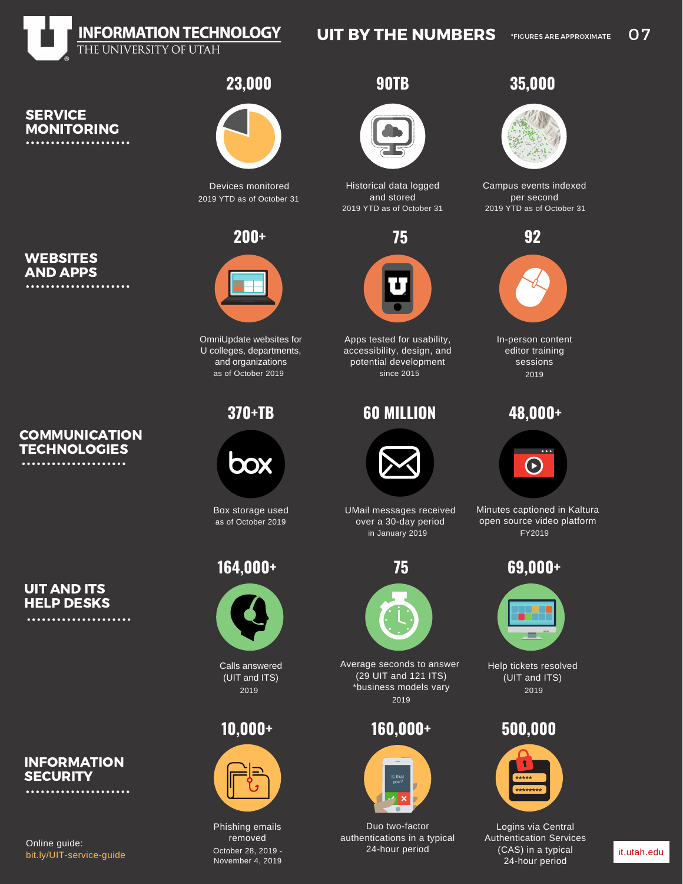# UIT BY THE NUMBERS

*FIGURES ARE APPROXIMATE

## SERVICE MONITORING

**23,000**
Devices monitored
2019 YTD as of October 31

**90TB**
Historical data logged and stored
2019 YTD as of October 31

**35,000**
Campus events indexed per second
2019 YTD as of October 31

## WEBSITES AND APPS

**200+**
OmniUpdate websites for U colleges, departments, and organizations
as of October 2019

**75**
Apps tested for usability, accessibility, design, and potential development
since 2015

**92**
In-person content editor training sessions
2019

## COMMUNICATION TECHNOLOGIES

**370+TB**
Box storage used
as of October 2019

**60 MILLION**
UMail messages received over a 30-day period
in January 2019

**48,000+**
Minutes captioned in Kaltura open source video platform
FY2019

## UIT AND ITS HELP DESKS

**164,000+**
Calls answered (UIT and ITS)
2019

**75**
Average seconds to answer (29 UIT and 121 ITS) *business models vary
2019

**69,000+**
Help tickets resolved (UIT and ITS)
2019

## INFORMATION SECURITY

**10,000+**
Phishing emails removed
October 28, 2019 - November 4, 2019

**160,000+**
Duo two-factor authentications in a typical 24-hour period

**500,000**
Logins via Central Authentication Services (CAS) in a typical 24-hour period

Online guide: bit.ly/UIT-service-guide

it.utah.edu